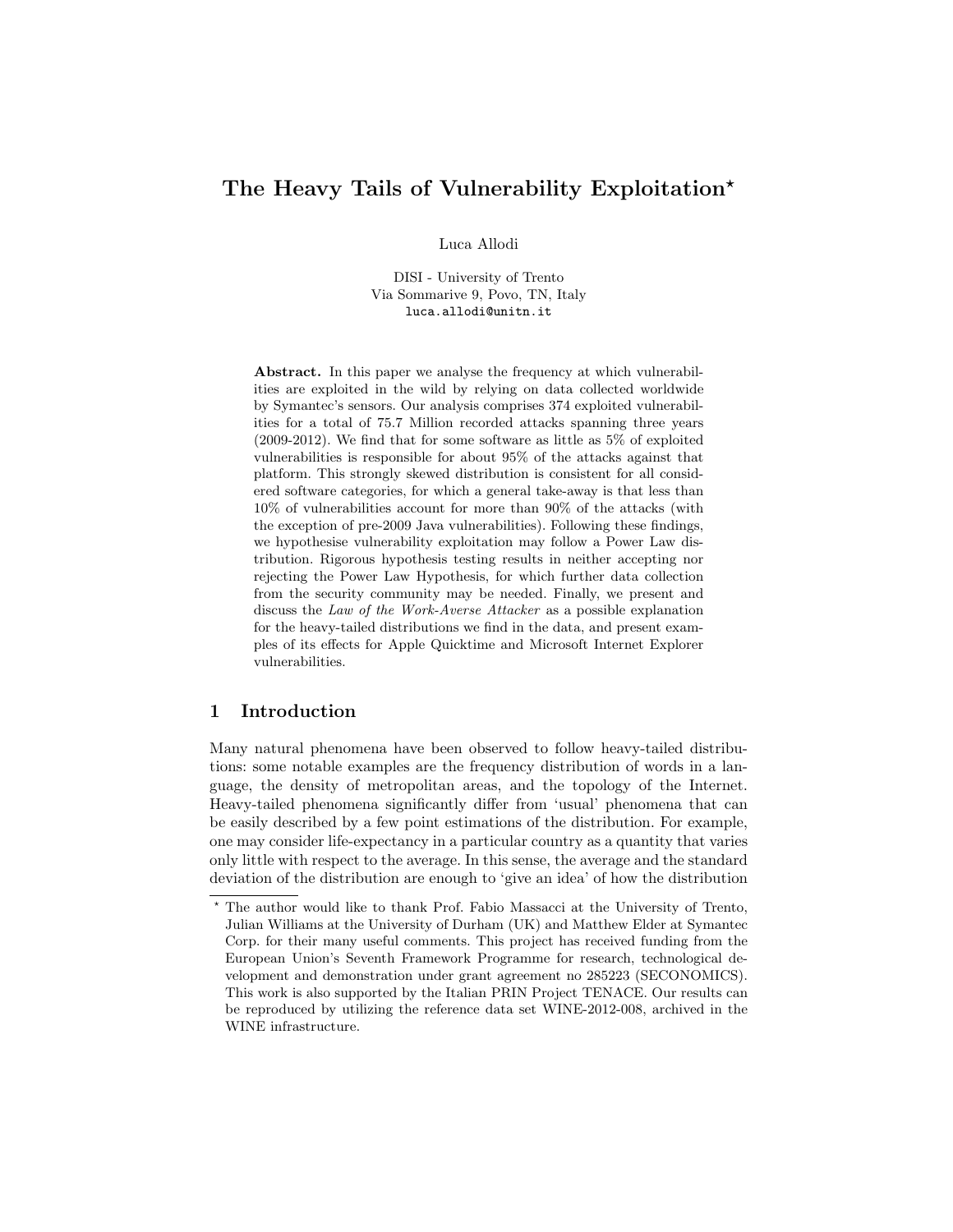# The Heavy Tails of Vulnerability Exploitation*

Luca Allodi

DISI - University of Trento
Via Sommarive 9, Povo, TN, Italy
luca.allodi@unitn.it

**Abstract.** In this paper we analyse the frequency at which vulnerabilities are exploited in the wild by relying on data collected worldwide by Symantec's sensors. Our analysis comprises 374 exploited vulnerabilities for a total of 75.7 Million recorded attacks spanning three years (2009-2012). We find that for some software as little as 5% of exploited vulnerabilities is responsible for about 95% of the attacks against that platform. This strongly skewed distribution is consistent for all considered software categories, for which a general take-away is that less than 10% of vulnerabilities account for more than 90% of the attacks (with the exception of pre-2009 Java vulnerabilities). Following these findings, we hypothesise vulnerability exploitation may follow a Power Law distribution. Rigorous hypothesis testing results in neither accepting nor rejecting the Power Law Hypothesis, for which further data collection from the security community may be needed. Finally, we present and discuss the *Law of the Work-Averse Attacker* as a possible explanation for the heavy-tailed distributions we find in the data, and present examples of its effects for Apple Quicktime and Microsoft Internet Explorer vulnerabilities.

## 1 Introduction

Many natural phenomena have been observed to follow heavy-tailed distributions: some notable examples are the frequency distribution of words in a language, the density of metropolitan areas, and the topology of the Internet. Heavy-tailed phenomena significantly differ from 'usual' phenomena that can be easily described by a few point estimations of the distribution. For example, one may consider life-expectancy in a particular country as a quantity that varies only little with respect to the average. In this sense, the average and the standard deviation of the distribution are enough to 'give an idea' of how the distribution

---

* The author would like to thank Prof. Fabio Massacci at the University of Trento, Julian Williams at the University of Durham (UK) and Matthew Elder at Symantec Corp. for their many useful comments. This project has received funding from the European Union's Seventh Framework Programme for research, technological development and demonstration under grant agreement no 285223 (SECONOMICS). This work is also supported by the Italian PRIN Project TENACE. Our results can be reproduced by utilizing the reference data set WINE-2012-008, archived in the WINE infrastructure.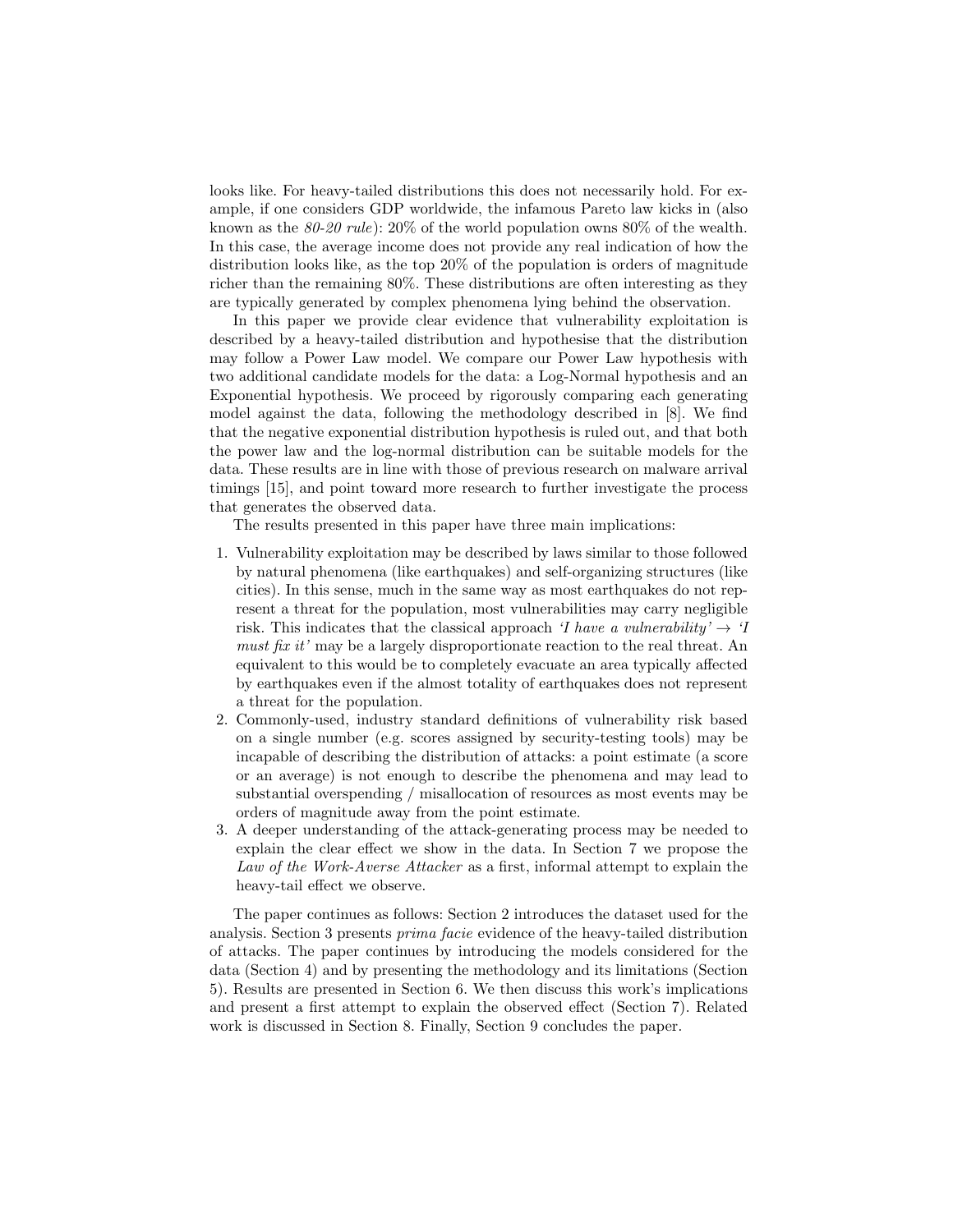looks like. For heavy-tailed distributions this does not necessarily hold. For example, if one considers GDP worldwide, the infamous Pareto law kicks in (also known as the *80-20 rule*): 20% of the world population owns 80% of the wealth. In this case, the average income does not provide any real indication of how the distribution looks like, as the top 20% of the population is orders of magnitude richer than the remaining 80%. These distributions are often interesting as they are typically generated by complex phenomena lying behind the observation.

In this paper we provide clear evidence that vulnerability exploitation is described by a heavy-tailed distribution and hypothesise that the distribution may follow a Power Law model. We compare our Power Law hypothesis with two additional candidate models for the data: a Log-Normal hypothesis and an Exponential hypothesis. We proceed by rigorously comparing each generating model against the data, following the methodology described in [8]. We find that the negative exponential distribution hypothesis is ruled out, and that both the power law and the log-normal distribution can be suitable models for the data. These results are in line with those of previous research on malware arrival timings [15], and point toward more research to further investigate the process that generates the observed data.

The results presented in this paper have three main implications:

1. Vulnerability exploitation may be described by laws similar to those followed by natural phenomena (like earthquakes) and self-organizing structures (like cities). In this sense, much in the same way as most earthquakes do not represent a threat for the population, most vulnerabilities may carry negligible risk. This indicates that the classical approach *'I have a vulnerability'* → *'I must fix it'* may be a largely disproportionate reaction to the real threat. An equivalent to this would be to completely evacuate an area typically affected by earthquakes even if the almost totality of earthquakes does not represent a threat for the population.
2. Commonly-used, industry standard definitions of vulnerability risk based on a single number (e.g. scores assigned by security-testing tools) may be incapable of describing the distribution of attacks: a point estimate (a score or an average) is not enough to describe the phenomena and may lead to substantial overspending / misallocation of resources as most events may be orders of magnitude away from the point estimate.
3. A deeper understanding of the attack-generating process may be needed to explain the clear effect we show in the data. In Section 7 we propose the *Law of the Work-Averse Attacker* as a first, informal attempt to explain the heavy-tail effect we observe.

The paper continues as follows: Section 2 introduces the dataset used for the analysis. Section 3 presents *prima facie* evidence of the heavy-tailed distribution of attacks. The paper continues by introducing the models considered for the data (Section 4) and by presenting the methodology and its limitations (Section 5). Results are presented in Section 6. We then discuss this work's implications and present a first attempt to explain the observed effect (Section 7). Related work is discussed in Section 8. Finally, Section 9 concludes the paper.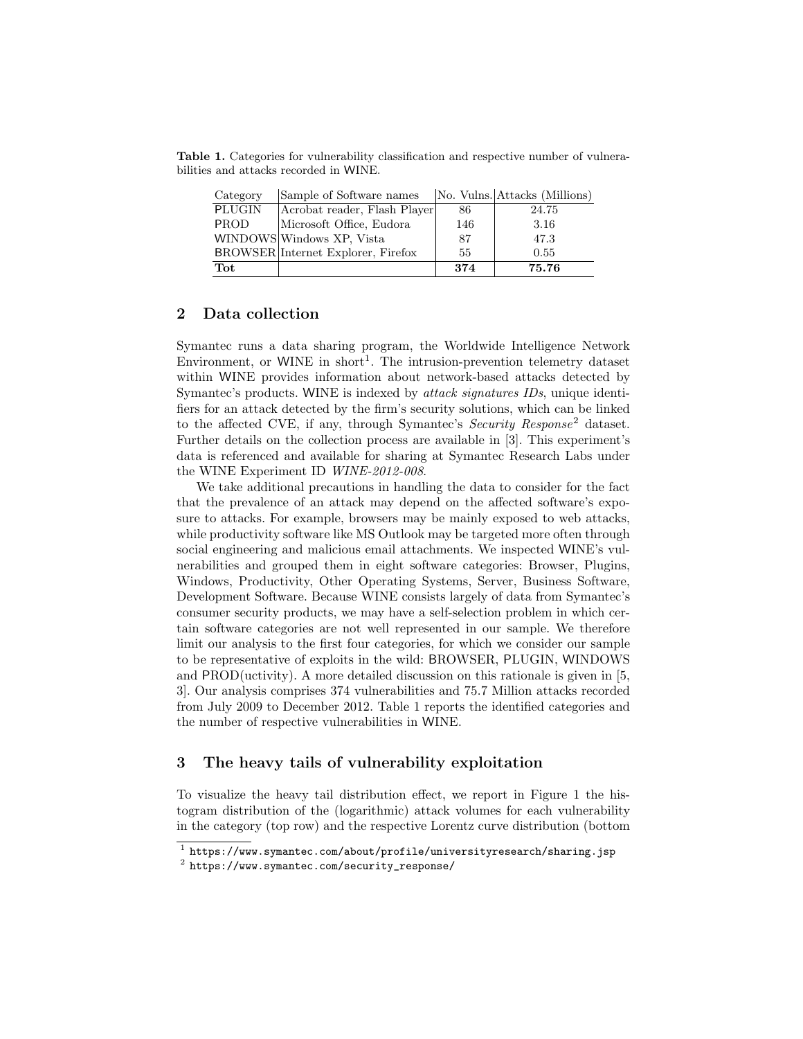**Table 1.** Categories for vulnerability classification and respective number of vulnerabilities and attacks recorded in WINE.

| Category | Sample of Software names | No. Vulns. | Attacks (Millions) |
|---|---|---|---|
| PLUGIN | Acrobat reader, Flash Player | 86 | 24.75 |
| PROD | Microsoft Office, Eudora | 146 | 3.16 |
| WINDOWS | Windows XP, Vista | 87 | 47.3 |
| BROWSER | Internet Explorer, Firefox | 55 | 0.55 |
| **Tot** | | **374** | **75.76** |

## 2 Data collection

Symantec runs a data sharing program, the Worldwide Intelligence Network Environment, or WINE in short[1]. The intrusion-prevention telemetry dataset within WINE provides information about network-based attacks detected by Symantec's products. WINE is indexed by *attack signatures IDs*, unique identifiers for an attack detected by the firm's security solutions, which can be linked to the affected CVE, if any, through Symantec's *Security Response*[2] dataset. Further details on the collection process are available in [3]. This experiment's data is referenced and available for sharing at Symantec Research Labs under the WINE Experiment ID *WINE-2012-008*.

We take additional precautions in handling the data to consider for the fact that the prevalence of an attack may depend on the affected software's exposure to attacks. For example, browsers may be mainly exposed to web attacks, while productivity software like MS Outlook may be targeted more often through social engineering and malicious email attachments. We inspected WINE's vulnerabilities and grouped them in eight software categories: Browser, Plugins, Windows, Productivity, Other Operating Systems, Server, Business Software, Development Software. Because WINE consists largely of data from Symantec's consumer security products, we may have a self-selection problem in which certain software categories are not well represented in our sample. We therefore limit our analysis to the first four categories, for which we consider our sample to be representative of exploits in the wild: BROWSER, PLUGIN, WINDOWS and PROD(uctivity). A more detailed discussion on this rationale is given in [5, 3]. Our analysis comprises 374 vulnerabilities and 75.7 Million attacks recorded from July 2009 to December 2012. Table 1 reports the identified categories and the number of respective vulnerabilities in WINE.

## 3 The heavy tails of vulnerability exploitation

To visualize the heavy tail distribution effect, we report in Figure 1 the histogram distribution of the (logarithmic) attack volumes for each vulnerability in the category (top row) and the respective Lorentz curve distribution (bottom

[1] https://www.symantec.com/about/profile/universityresearch/sharing.jsp

[2] https://www.symantec.com/security_response/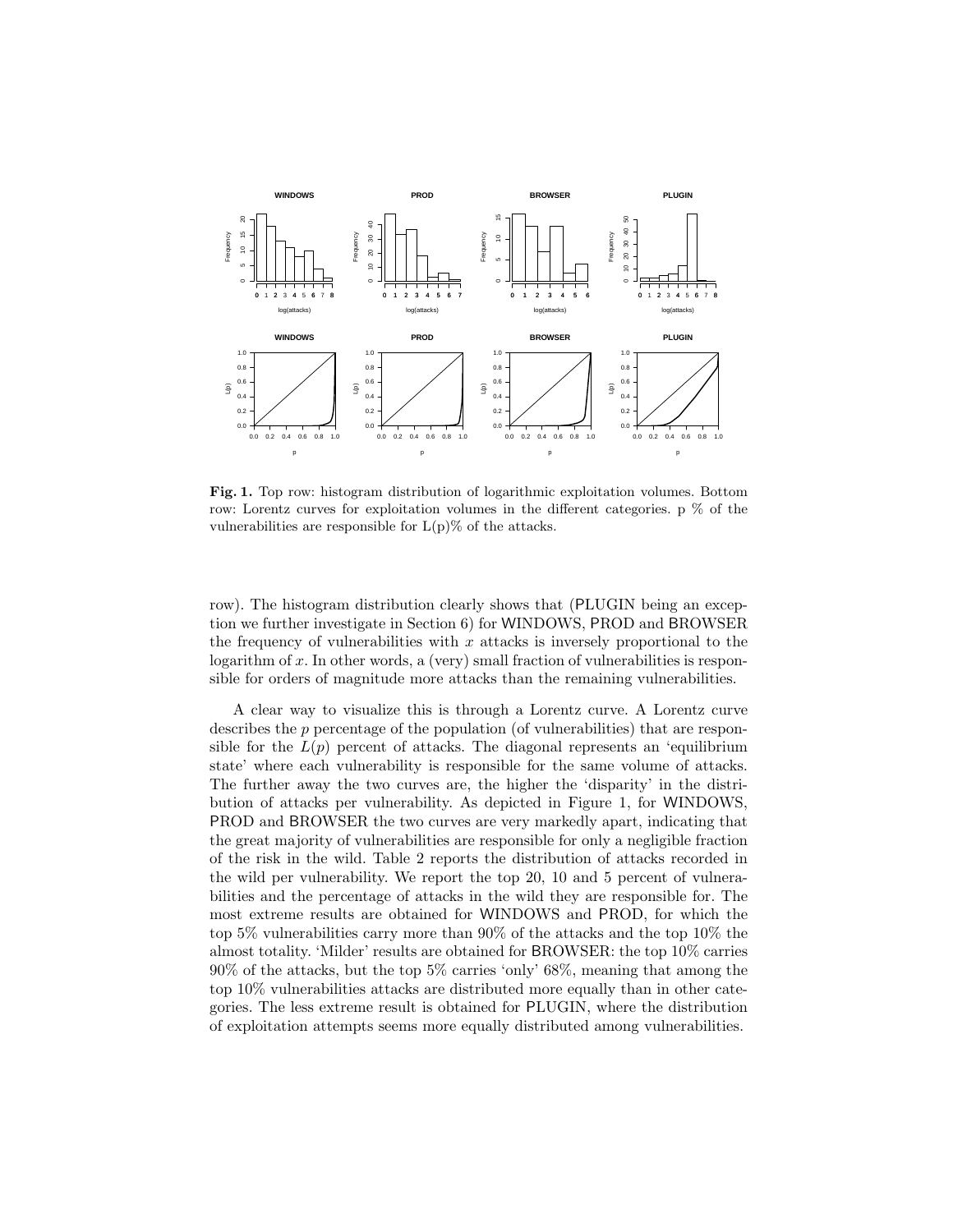**Fig. 1.** Top row: histogram distribution of logarithmic exploitation volumes. Bottom row: Lorentz curves for exploitation volumes in the different categories. p % of the vulnerabilities are responsible for L(p)% of the attacks.

row). The histogram distribution clearly shows that (PLUGIN being an exception we further investigate in Section 6) for WINDOWS, PROD and BROWSER the frequency of vulnerabilities with $x$ attacks is inversely proportional to the logarithm of $x$. In other words, a (very) small fraction of vulnerabilities is responsible for orders of magnitude more attacks than the remaining vulnerabilities.

A clear way to visualize this is through a Lorentz curve. A Lorentz curve describes the $p$ percentage of the population (of vulnerabilities) that are responsible for the $L(p)$ percent of attacks. The diagonal represents an 'equilibrium state' where each vulnerability is responsible for the same volume of attacks. The further away the two curves are, the higher the 'disparity' in the distribution of attacks per vulnerability. As depicted in Figure 1, for WINDOWS, PROD and BROWSER the two curves are very markedly apart, indicating that the great majority of vulnerabilities are responsible for only a negligible fraction of the risk in the wild. Table 2 reports the distribution of attacks recorded in the wild per vulnerability. We report the top 20, 10 and 5 percent of vulnerabilities and the percentage of attacks in the wild they are responsible for. The most extreme results are obtained for WINDOWS and PROD, for which the top 5% vulnerabilities carry more than 90% of the attacks and the top 10% the almost totality. 'Milder' results are obtained for BROWSER: the top 10% carries 90% of the attacks, but the top 5% carries 'only' 68%, meaning that among the top 10% vulnerabilities attacks are distributed more equally than in other categories. The less extreme result is obtained for PLUGIN, where the distribution of exploitation attempts seems more equally distributed among vulnerabilities.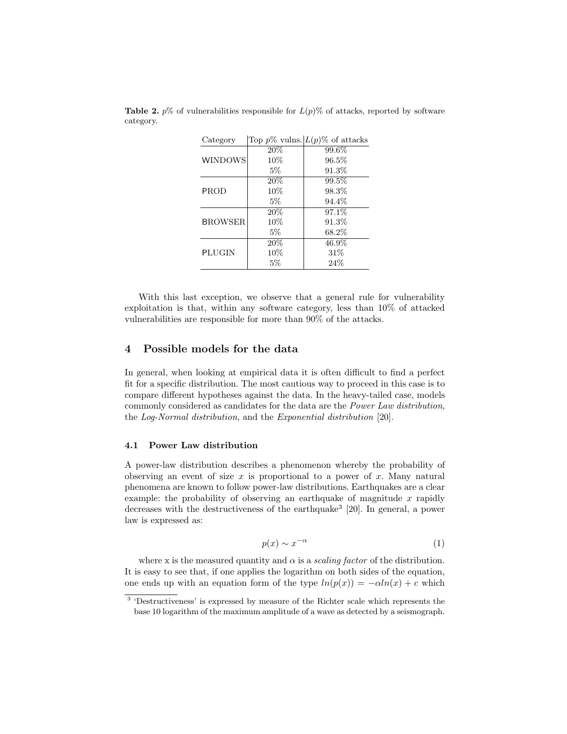**Table 2.** $p$% of vulnerabilities responsible for $L(p)$% of attacks, reported by software category.

| Category | Top $p$% vulns. | $L(p)$% of attacks |
|---|---|---|
| WINDOWS | 20% | 99.6% |
| | 10% | 96.5% |
| | 5% | 91.3% |
| PROD | 20% | 99.5% |
| | 10% | 98.3% |
| | 5% | 94.4% |
| BROWSER | 20% | 97.1% |
| | 10% | 91.3% |
| | 5% | 68.2% |
| PLUGIN | 20% | 46.9% |
| | 10% | 31% |
| | 5% | 24% |

With this last exception, we observe that a general rule for vulnerability exploitation is that, within any software category, less than 10% of attacked vulnerabilities are responsible for more than 90% of the attacks.

## 4 Possible models for the data

In general, when looking at empirical data it is often difficult to find a perfect fit for a specific distribution. The most cautious way to proceed in this case is to compare different hypotheses against the data. In the heavy-tailed case, models commonly considered as candidates for the data are the *Power Law distribution*, the *Log-Normal distribution*, and the *Exponential distribution* [20].

### 4.1 Power Law distribution

A power-law distribution describes a phenomenon whereby the probability of observing an event of size $x$ is proportional to a power of $x$. Many natural phenomena are known to follow power-law distributions. Earthquakes are a clear example: the probability of observing an earthquake of magnitude $x$ rapidly decreases with the destructiveness of the earthquake[3] [20]. In general, a power law is expressed as:

$$p(x) \sim x^{-\alpha} \tag{1}$$

where x is the measured quantity and $\alpha$ is a *scaling factor* of the distribution. It is easy to see that, if one applies the logarithm on both sides of the equation, one ends up with an equation form of the type $ln(p(x)) = -\alpha ln(x) + c$ which

[3] 'Destructiveness' is expressed by measure of the Richter scale which represents the base 10 logarithm of the maximum amplitude of a wave as detected by a seismograph.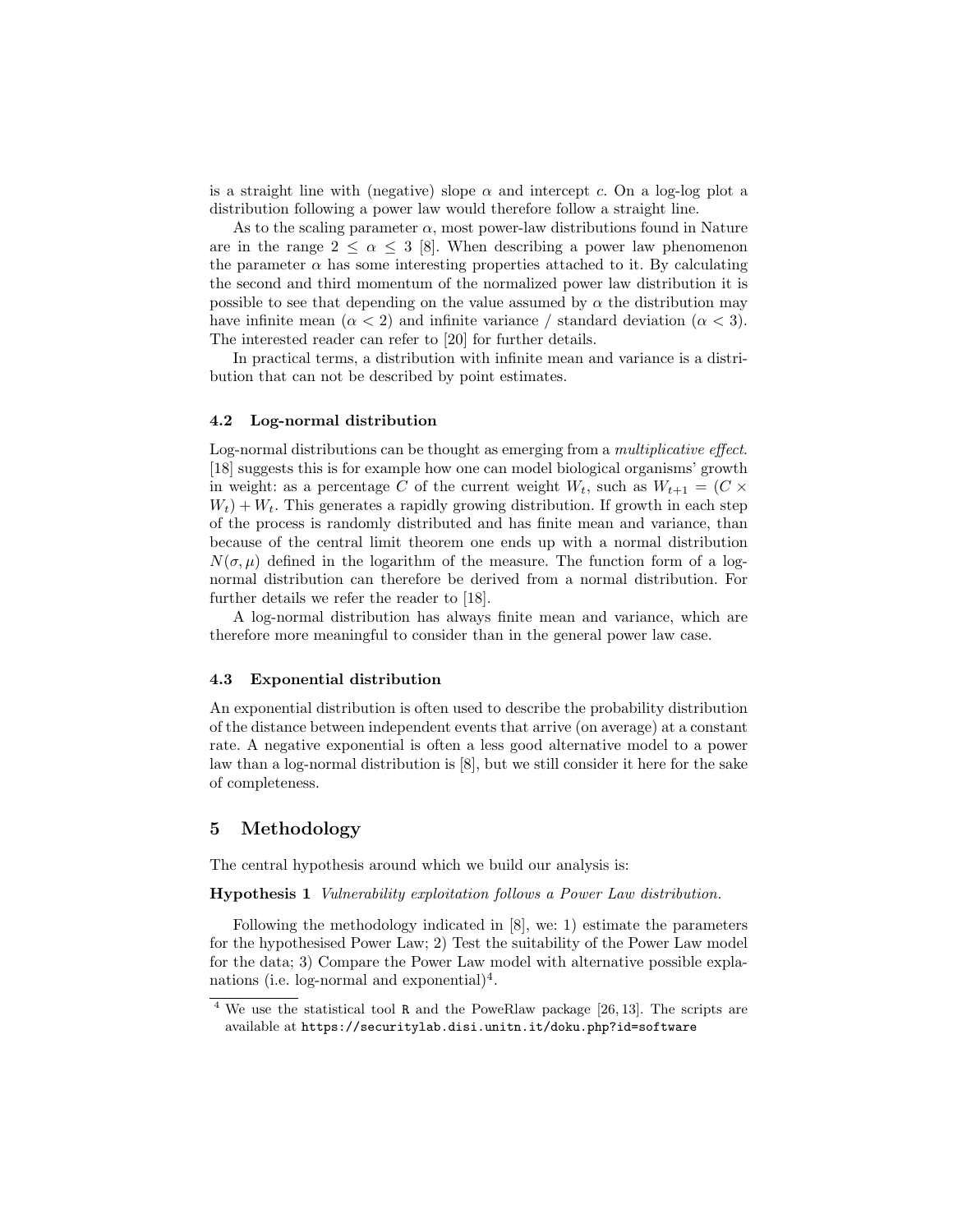is a straight line with (negative) slope $\alpha$ and intercept $c$. On a log-log plot a distribution following a power law would therefore follow a straight line.

As to the scaling parameter $\alpha$, most power-law distributions found in Nature are in the range $2 \leq \alpha \leq 3$ [8]. When describing a power law phenomenon the parameter $\alpha$ has some interesting properties attached to it. By calculating the second and third momentum of the normalized power law distribution it is possible to see that depending on the value assumed by $\alpha$ the distribution may have infinite mean ($\alpha < 2$) and infinite variance / standard deviation ($\alpha < 3$). The interested reader can refer to [20] for further details.

In practical terms, a distribution with infinite mean and variance is a distribution that can not be described by point estimates.

### 4.2 Log-normal distribution

Log-normal distributions can be thought as emerging from a *multiplicative effect*. [18] suggests this is for example how one can model biological organisms' growth in weight: as a percentage $C$ of the current weight $W_t$, such as $W_{t+1} = (C \times W_t) + W_t$. This generates a rapidly growing distribution. If growth in each step of the process is randomly distributed and has finite mean and variance, than because of the central limit theorem one ends up with a normal distribution $N(\sigma, \mu)$ defined in the logarithm of the measure. The function form of a log-normal distribution can therefore be derived from a normal distribution. For further details we refer the reader to [18].

A log-normal distribution has always finite mean and variance, which are therefore more meaningful to consider than in the general power law case.

### 4.3 Exponential distribution

An exponential distribution is often used to describe the probability distribution of the distance between independent events that arrive (on average) at a constant rate. A negative exponential is often a less good alternative model to a power law than a log-normal distribution is [8], but we still consider it here for the sake of completeness.

## 5 Methodology

The central hypothesis around which we build our analysis is:

**Hypothesis 1** *Vulnerability exploitation follows a Power Law distribution.*

Following the methodology indicated in [8], we: 1) estimate the parameters for the hypothesised Power Law; 2) Test the suitability of the Power Law model for the data; 3) Compare the Power Law model with alternative possible explanations (i.e. log-normal and exponential)[4].

[4] We use the statistical tool R and the PoweRlaw package [26, 13]. The scripts are available at https://securitylab.disi.unitn.it/doku.php?id=software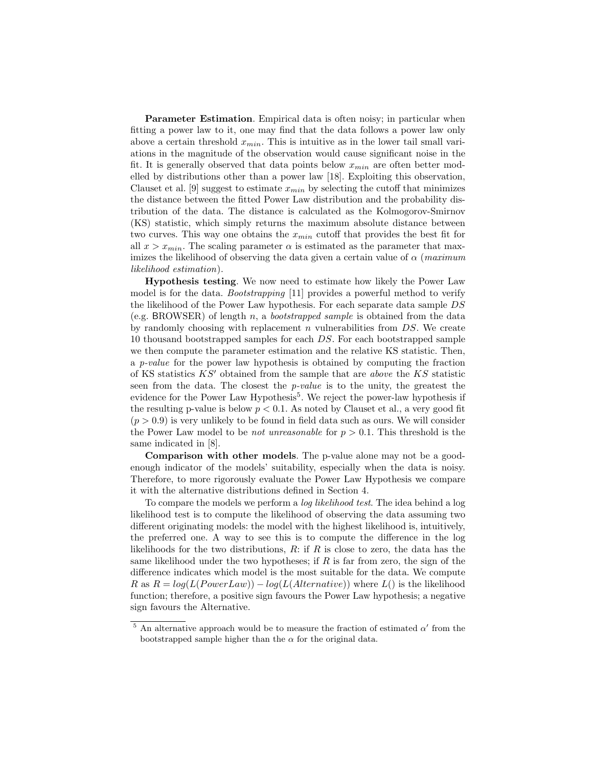**Parameter Estimation**. Empirical data is often noisy; in particular when fitting a power law to it, one may find that the data follows a power law only above a certain threshold $x_{min}$. This is intuitive as in the lower tail small variations in the magnitude of the observation would cause significant noise in the fit. It is generally observed that data points below $x_{min}$ are often better modelled by distributions other than a power law [18]. Exploiting this observation, Clauset et al. [9] suggest to estimate $x_{min}$ by selecting the cutoff that minimizes the distance between the fitted Power Law distribution and the probability distribution of the data. The distance is calculated as the Kolmogorov-Smirnov (KS) statistic, which simply returns the maximum absolute distance between two curves. This way one obtains the $x_{min}$ cutoff that provides the best fit for all $x > x_{min}$. The scaling parameter $\alpha$ is estimated as the parameter that maximizes the likelihood of observing the data given a certain value of $\alpha$ (*maximum likelihood estimation*).

**Hypothesis testing**. We now need to estimate how likely the Power Law model is for the data. *Bootstrapping* [11] provides a powerful method to verify the likelihood of the Power Law hypothesis. For each separate data sample $DS$ (e.g. BROWSER) of length $n$, a *bootstrapped sample* is obtained from the data by randomly choosing with replacement $n$ vulnerabilities from $DS$. We create 10 thousand bootstrapped samples for each $DS$. For each bootstrapped sample we then compute the parameter estimation and the relative KS statistic. Then, a *p-value* for the power law hypothesis is obtained by computing the fraction of KS statistics $KS'$ obtained from the sample that are *above* the $KS$ statistic seen from the data. The closest the *p-value* is to the unity, the greatest the evidence for the Power Law Hypothesis[5]. We reject the power-law hypothesis if the resulting p-value is below $p < 0.1$. As noted by Clauset et al., a very good fit ($p > 0.9$) is very unlikely to be found in field data such as ours. We will consider the Power Law model to be *not unreasonable* for $p > 0.1$. This threshold is the same indicated in [8].

**Comparison with other models**. The p-value alone may not be a good-enough indicator of the models' suitability, especially when the data is noisy. Therefore, to more rigorously evaluate the Power Law Hypothesis we compare it with the alternative distributions defined in Section 4.

To compare the models we perform a *log likelihood test*. The idea behind a log likelihood test is to compute the likelihood of observing the data assuming two different originating models: the model with the highest likelihood is, intuitively, the preferred one. A way to see this is to compute the difference in the log likelihoods for the two distributions, $R$: if $R$ is close to zero, the data has the same likelihood under the two hypotheses; if $R$ is far from zero, the sign of the difference indicates which model is the most suitable for the data. We compute $R$ as $R = log(L(PowerLaw)) - log(L(Alternative))$ where $L()$ is the likelihood function; therefore, a positive sign favours the Power Law hypothesis; a negative sign favours the Alternative.

[5] An alternative approach would be to measure the fraction of estimated $\alpha'$ from the bootstrapped sample higher than the $\alpha$ for the original data.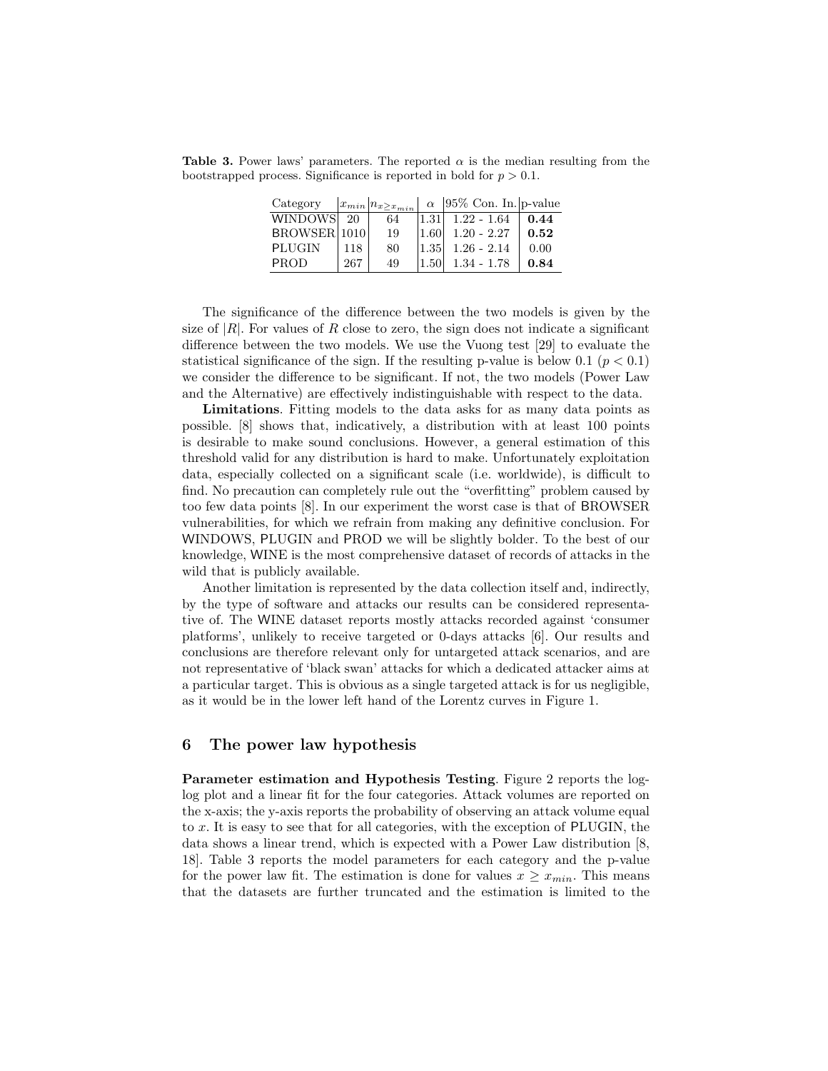**Table 3.** Power laws' parameters. The reported $\alpha$ is the median resulting from the bootstrapped process. Significance is reported in bold for $p > 0.1$.

| Category | $x_{min}$ | $n_{x \geq x_{min}}$ | $\alpha$ | 95% Con. In. | p-value |
|---|---|---|---|---|---|
| WINDOWS | 20 | 64 | 1.31 | 1.22 - 1.64 | **0.44** |
| BROWSER | 1010 | 19 | 1.60 | 1.20 - 2.27 | **0.52** |
| PLUGIN | 118 | 80 | 1.35 | 1.26 - 2.14 | 0.00 |
| PROD | 267 | 49 | 1.50 | 1.34 - 1.78 | **0.84** |

The significance of the difference between the two models is given by the size of $|R|$. For values of $R$ close to zero, the sign does not indicate a significant difference between the two models. We use the Vuong test [29] to evaluate the statistical significance of the sign. If the resulting p-value is below 0.1 ($p < 0.1$) we consider the difference to be significant. If not, the two models (Power Law and the Alternative) are effectively indistinguishable with respect to the data.

**Limitations**. Fitting models to the data asks for as many data points as possible. [8] shows that, indicatively, a distribution with at least 100 points is desirable to make sound conclusions. However, a general estimation of this threshold valid for any distribution is hard to make. Unfortunately exploitation data, especially collected on a significant scale (i.e. worldwide), is difficult to find. No precaution can completely rule out the "overfitting" problem caused by too few data points [8]. In our experiment the worst case is that of BROWSER vulnerabilities, for which we refrain from making any definitive conclusion. For WINDOWS, PLUGIN and PROD we will be slightly bolder. To the best of our knowledge, WINE is the most comprehensive dataset of records of attacks in the wild that is publicly available.

Another limitation is represented by the data collection itself and, indirectly, by the type of software and attacks our results can be considered representative of. The WINE dataset reports mostly attacks recorded against 'consumer platforms', unlikely to receive targeted or 0-days attacks [6]. Our results and conclusions are therefore relevant only for untargeted attack scenarios, and are not representative of 'black swan' attacks for which a dedicated attacker aims at a particular target. This is obvious as a single targeted attack is for us negligible, as it would be in the lower left hand of the Lorentz curves in Figure 1.

## 6 The power law hypothesis

**Parameter estimation and Hypothesis Testing**. Figure 2 reports the log-log plot and a linear fit for the four categories. Attack volumes are reported on the x-axis; the y-axis reports the probability of observing an attack volume equal to $x$. It is easy to see that for all categories, with the exception of PLUGIN, the data shows a linear trend, which is expected with a Power Law distribution [8, 18]. Table 3 reports the model parameters for each category and the p-value for the power law fit. The estimation is done for values $x \geq x_{min}$. This means that the datasets are further truncated and the estimation is limited to the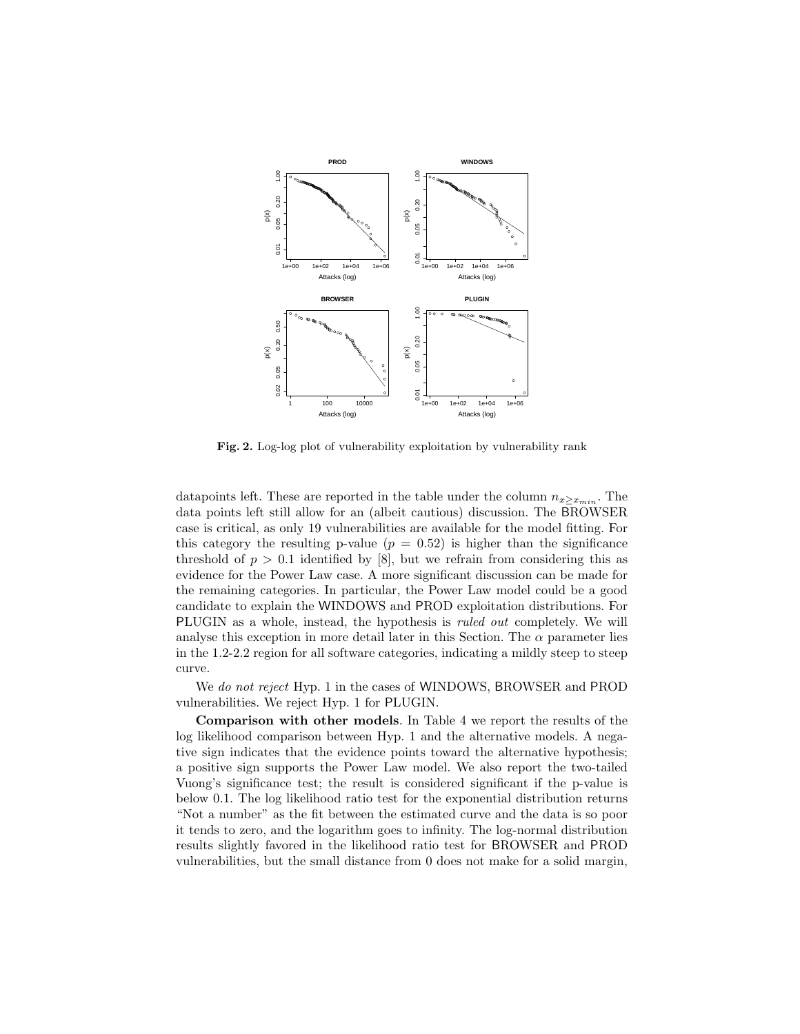**Fig. 2.** Log-log plot of vulnerability exploitation by vulnerability rank

datapoints left. These are reported in the table under the column $n_{x \geq x_{min}}$. The data points left still allow for an (albeit cautious) discussion. The BROWSER case is critical, as only 19 vulnerabilities are available for the model fitting. For this category the resulting p-value ($p = 0.52$) is higher than the significance threshold of $p > 0.1$ identified by [8], but we refrain from considering this as evidence for the Power Law case. A more significant discussion can be made for the remaining categories. In particular, the Power Law model could be a good candidate to explain the WINDOWS and PROD exploitation distributions. For PLUGIN as a whole, instead, the hypothesis is *ruled out* completely. We will analyse this exception in more detail later in this Section. The $\alpha$ parameter lies in the 1.2-2.2 region for all software categories, indicating a mildly steep to steep curve.

We *do not reject* Hyp. 1 in the cases of WINDOWS, BROWSER and PROD vulnerabilities. We reject Hyp. 1 for PLUGIN.

**Comparison with other models**. In Table 4 we report the results of the log likelihood comparison between Hyp. 1 and the alternative models. A negative sign indicates that the evidence points toward the alternative hypothesis; a positive sign supports the Power Law model. We also report the two-tailed Vuong's significance test; the result is considered significant if the p-value is below 0.1. The log likelihood ratio test for the exponential distribution returns "Not a number" as the fit between the estimated curve and the data is so poor it tends to zero, and the logarithm goes to infinity. The log-normal distribution results slightly favored in the likelihood ratio test for BROWSER and PROD vulnerabilities, but the small distance from 0 does not make for a solid margin,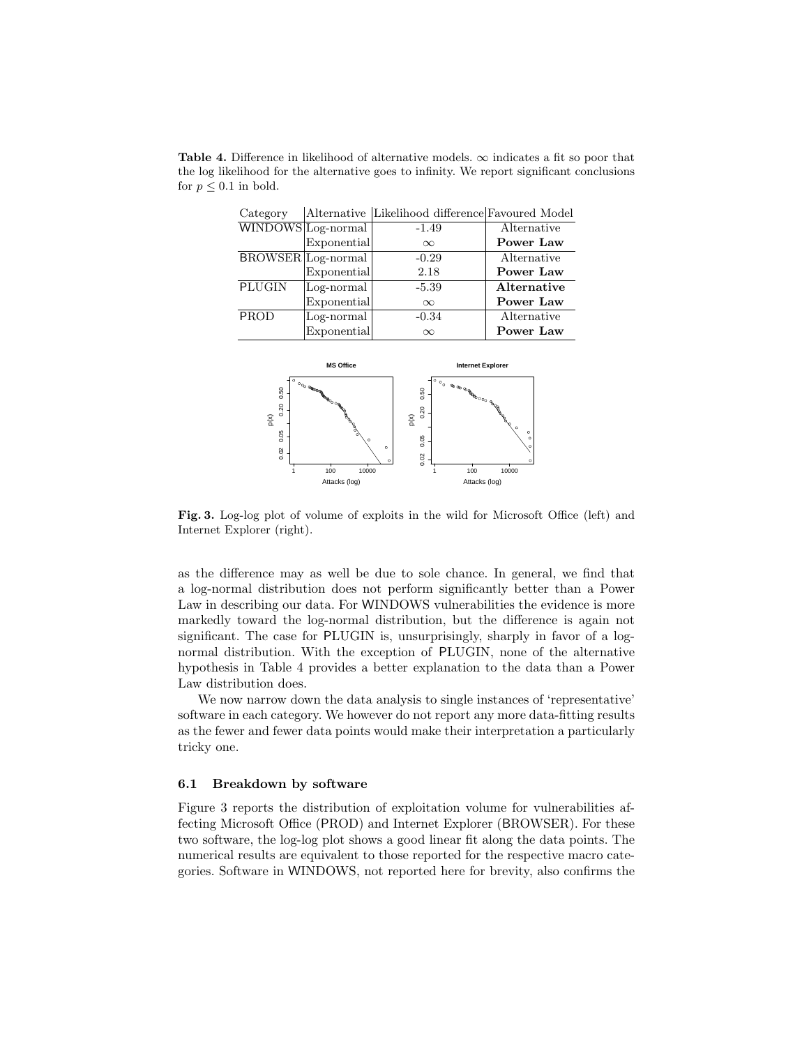**Table 4.** Difference in likelihood of alternative models. $\infty$ indicates a fit so poor that the log likelihood for the alternative goes to infinity. We report significant conclusions for $p \leq 0.1$ in bold.

| Category | Alternative | Likelihood difference | Favoured Model |
|---|---|---|---|
| WINDOWS | Log-normal | -1.49 | Alternative |
| | Exponential | $\infty$ | **Power Law** |
| BROWSER | Log-normal | -0.29 | Alternative |
| | Exponential | 2.18 | **Power Law** |
| PLUGIN | Log-normal | -5.39 | **Alternative** |
| | Exponential | $\infty$ | **Power Law** |
| PROD | Log-normal | -0.34 | Alternative |
| | Exponential | $\infty$ | **Power Law** |

**Fig. 3.** Log-log plot of volume of exploits in the wild for Microsoft Office (left) and Internet Explorer (right).

as the difference may as well be due to sole chance. In general, we find that a log-normal distribution does not perform significantly better than a Power Law in describing our data. For WINDOWS vulnerabilities the evidence is more markedly toward the log-normal distribution, but the difference is again not significant. The case for PLUGIN is, unsurprisingly, sharply in favor of a log-normal distribution. With the exception of PLUGIN, none of the alternative hypothesis in Table 4 provides a better explanation to the data than a Power Law distribution does.

We now narrow down the data analysis to single instances of 'representative' software in each category. We however do not report any more data-fitting results as the fewer and fewer data points would make their interpretation a particularly tricky one.

### 6.1 Breakdown by software

Figure 3 reports the distribution of exploitation volume for vulnerabilities affecting Microsoft Office (PROD) and Internet Explorer (BROWSER). For these two software, the log-log plot shows a good linear fit along the data points. The numerical results are equivalent to those reported for the respective macro categories. Software in WINDOWS, not reported here for brevity, also confirms the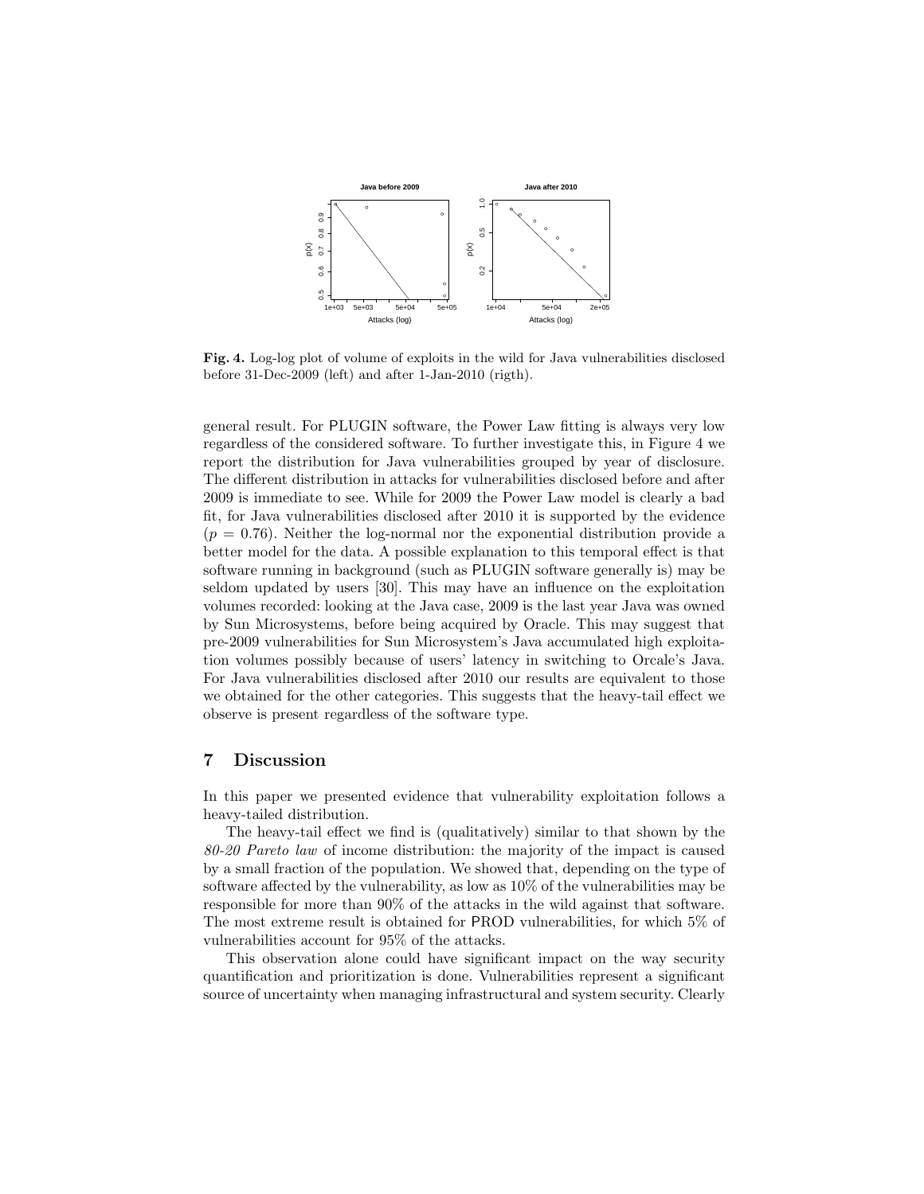**Fig. 4.** Log-log plot of volume of exploits in the wild for Java vulnerabilities disclosed before 31-Dec-2009 (left) and after 1-Jan-2010 (rigth).

general result. For PLUGIN software, the Power Law fitting is always very low regardless of the considered software. To further investigate this, in Figure 4 we report the distribution for Java vulnerabilities grouped by year of disclosure. The different distribution in attacks for vulnerabilities disclosed before and after 2009 is immediate to see. While for 2009 the Power Law model is clearly a bad fit, for Java vulnerabilities disclosed after 2010 it is supported by the evidence ($p = 0.76$). Neither the log-normal nor the exponential distribution provide a better model for the data. A possible explanation to this temporal effect is that software running in background (such as PLUGIN software generally is) may be seldom updated by users [30]. This may have an influence on the exploitation volumes recorded: looking at the Java case, 2009 is the last year Java was owned by Sun Microsystems, before being acquired by Oracle. This may suggest that pre-2009 vulnerabilities for Sun Microsystem's Java accumulated high exploitation volumes possibly because of users' latency in switching to Orcale's Java. For Java vulnerabilities disclosed after 2010 our results are equivalent to those we obtained for the other categories. This suggests that the heavy-tail effect we observe is present regardless of the software type.

## 7 Discussion

In this paper we presented evidence that vulnerability exploitation follows a heavy-tailed distribution.

The heavy-tail effect we find is (qualitatively) similar to that shown by the *80-20 Pareto law* of income distribution: the majority of the impact is caused by a small fraction of the population. We showed that, depending on the type of software affected by the vulnerability, as low as 10% of the vulnerabilities may be responsible for more than 90% of the attacks in the wild against that software. The most extreme result is obtained for PROD vulnerabilities, for which 5% of vulnerabilities account for 95% of the attacks.

This observation alone could have significant impact on the way security quantification and prioritization is done. Vulnerabilities represent a significant source of uncertainty when managing infrastructural and system security. Clearly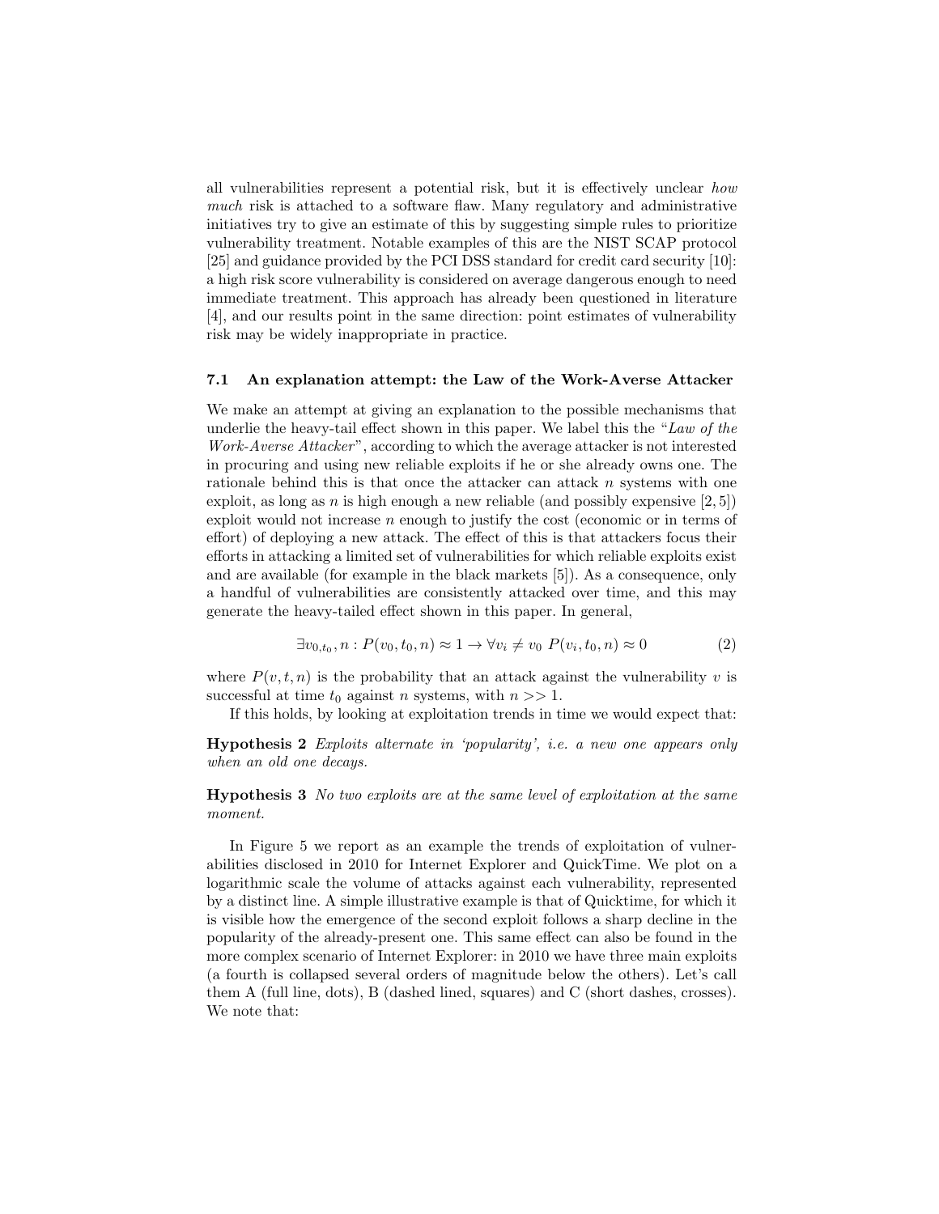all vulnerabilities represent a potential risk, but it is effectively unclear *how much* risk is attached to a software flaw. Many regulatory and administrative initiatives try to give an estimate of this by suggesting simple rules to prioritize vulnerability treatment. Notable examples of this are the NIST SCAP protocol [25] and guidance provided by the PCI DSS standard for credit card security [10]: a high risk score vulnerability is considered on average dangerous enough to need immediate treatment. This approach has already been questioned in literature [4], and our results point in the same direction: point estimates of vulnerability risk may be widely inappropriate in practice.

### 7.1 An explanation attempt: the Law of the Work-Averse Attacker

We make an attempt at giving an explanation to the possible mechanisms that underlie the heavy-tail effect shown in this paper. We label this the "*Law of the Work-Averse Attacker*", according to which the average attacker is not interested in procuring and using new reliable exploits if he or she already owns one. The rationale behind this is that once the attacker can attack $n$ systems with one exploit, as long as $n$ is high enough a new reliable (and possibly expensive [2, 5]) exploit would not increase $n$ enough to justify the cost (economic or in terms of effort) of deploying a new attack. The effect of this is that attackers focus their efforts in attacking a limited set of vulnerabilities for which reliable exploits exist and are available (for example in the black markets [5]). As a consequence, only a handful of vulnerabilities are consistently attacked over time, and this may generate the heavy-tailed effect shown in this paper. In general,

$$\exists v_{0,t_0}, n : P(v_0, t_0, n) \approx 1 \rightarrow \forall v_i \neq v_0 \; P(v_i, t_0, n) \approx 0 \tag{2}$$

where $P(v, t, n)$ is the probability that an attack against the vulnerability $v$ is successful at time $t_0$ against $n$ systems, with $n >> 1$.

If this holds, by looking at exploitation trends in time we would expect that:

**Hypothesis 2** *Exploits alternate in 'popularity', i.e. a new one appears only when an old one decays.*

**Hypothesis 3** *No two exploits are at the same level of exploitation at the same moment.*

In Figure 5 we report as an example the trends of exploitation of vulnerabilities disclosed in 2010 for Internet Explorer and QuickTime. We plot on a logarithmic scale the volume of attacks against each vulnerability, represented by a distinct line. A simple illustrative example is that of Quicktime, for which it is visible how the emergence of the second exploit follows a sharp decline in the popularity of the already-present one. This same effect can also be found in the more complex scenario of Internet Explorer: in 2010 we have three main exploits (a fourth is collapsed several orders of magnitude below the others). Let's call them A (full line, dots), B (dashed lined, squares) and C (short dashes, crosses). We note that: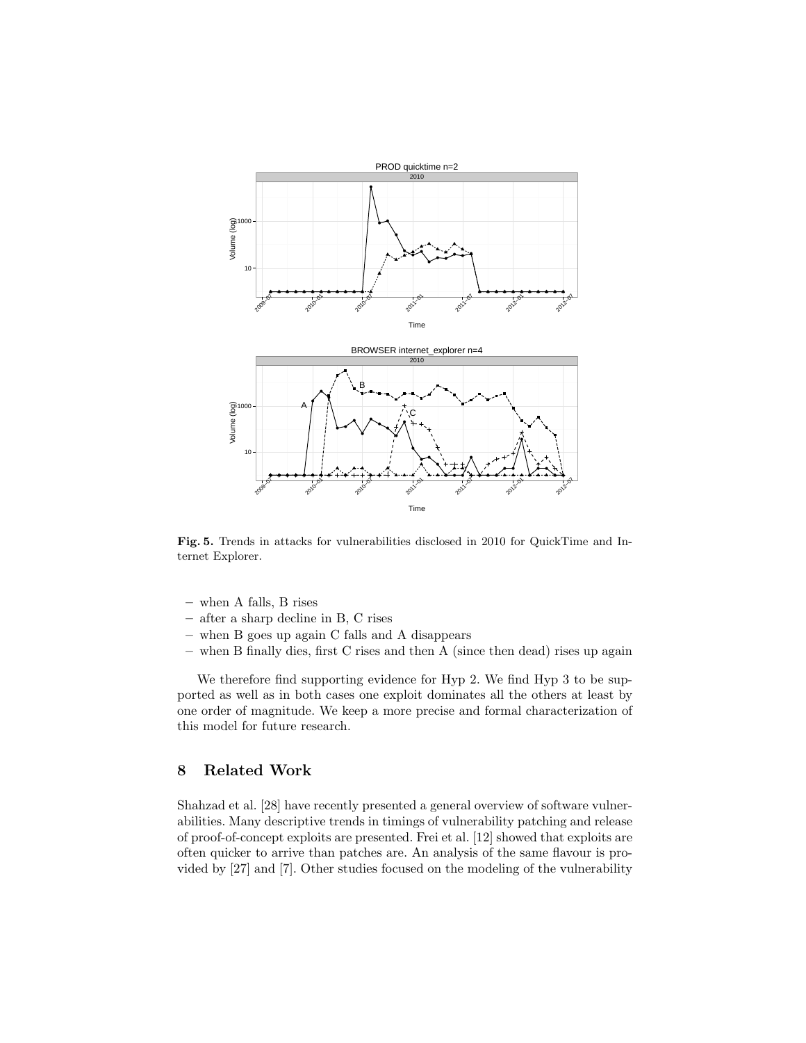**Fig. 5.** Trends in attacks for vulnerabilities disclosed in 2010 for QuickTime and Internet Explorer.

- when A falls, B rises
- after a sharp decline in B, C rises
- when B goes up again C falls and A disappears
- when B finally dies, first C rises and then A (since then dead) rises up again

We therefore find supporting evidence for Hyp 2. We find Hyp 3 to be supported as well as in both cases one exploit dominates all the others at least by one order of magnitude. We keep a more precise and formal characterization of this model for future research.

## 8 Related Work

Shahzad et al. [28] have recently presented a general overview of software vulnerabilities. Many descriptive trends in timings of vulnerability patching and release of proof-of-concept exploits are presented. Frei et al. [12] showed that exploits are often quicker to arrive than patches are. An analysis of the same flavour is provided by [27] and [7]. Other studies focused on the modeling of the vulnerability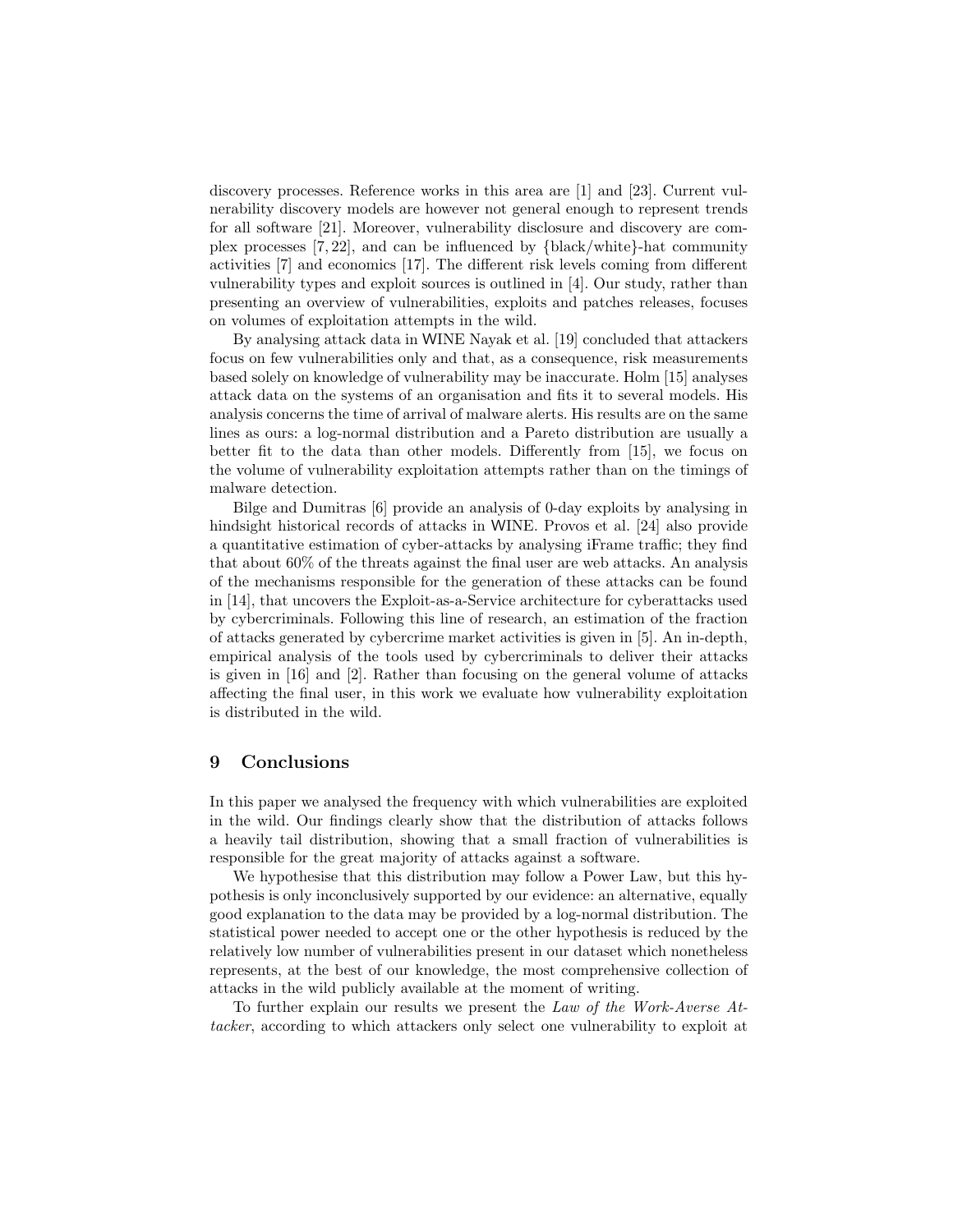discovery processes. Reference works in this area are [1] and [23]. Current vulnerability discovery models are however not general enough to represent trends for all software [21]. Moreover, vulnerability disclosure and discovery are complex processes [7, 22], and can be influenced by {black/white}-hat community activities [7] and economics [17]. The different risk levels coming from different vulnerability types and exploit sources is outlined in [4]. Our study, rather than presenting an overview of vulnerabilities, exploits and patches releases, focuses on volumes of exploitation attempts in the wild.

By analysing attack data in WINE Nayak et al. [19] concluded that attackers focus on few vulnerabilities only and that, as a consequence, risk measurements based solely on knowledge of vulnerability may be inaccurate. Holm [15] analyses attack data on the systems of an organisation and fits it to several models. His analysis concerns the time of arrival of malware alerts. His results are on the same lines as ours: a log-normal distribution and a Pareto distribution are usually a better fit to the data than other models. Differently from [15], we focus on the volume of vulnerability exploitation attempts rather than on the timings of malware detection.

Bilge and Dumitras [6] provide an analysis of 0-day exploits by analysing in hindsight historical records of attacks in WINE. Provos et al. [24] also provide a quantitative estimation of cyber-attacks by analysing iFrame traffic; they find that about 60% of the threats against the final user are web attacks. An analysis of the mechanisms responsible for the generation of these attacks can be found in [14], that uncovers the Exploit-as-a-Service architecture for cyberattacks used by cybercriminals. Following this line of research, an estimation of the fraction of attacks generated by cybercrime market activities is given in [5]. An in-depth, empirical analysis of the tools used by cybercriminals to deliver their attacks is given in [16] and [2]. Rather than focusing on the general volume of attacks affecting the final user, in this work we evaluate how vulnerability exploitation is distributed in the wild.

## 9 Conclusions

In this paper we analysed the frequency with which vulnerabilities are exploited in the wild. Our findings clearly show that the distribution of attacks follows a heavily tail distribution, showing that a small fraction of vulnerabilities is responsible for the great majority of attacks against a software.

We hypothesise that this distribution may follow a Power Law, but this hypothesis is only inconclusively supported by our evidence: an alternative, equally good explanation to the data may be provided by a log-normal distribution. The statistical power needed to accept one or the other hypothesis is reduced by the relatively low number of vulnerabilities present in our dataset which nonetheless represents, at the best of our knowledge, the most comprehensive collection of attacks in the wild publicly available at the moment of writing.

To further explain our results we present the *Law of the Work-Averse Attacker*, according to which attackers only select one vulnerability to exploit at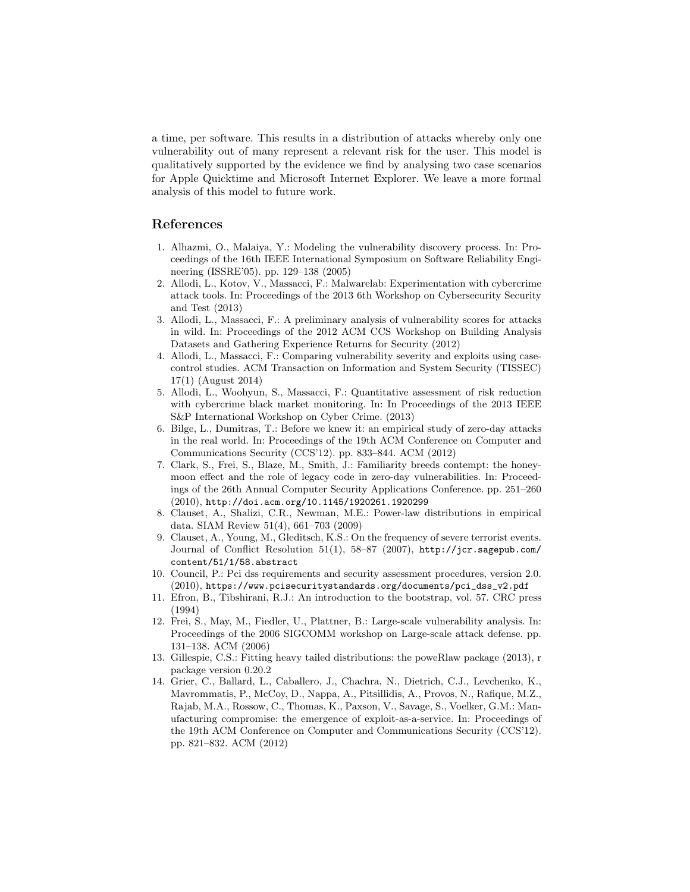a time, per software. This results in a distribution of attacks whereby only one vulnerability out of many represent a relevant risk for the user. This model is qualitatively supported by the evidence we find by analysing two case scenarios for Apple Quicktime and Microsoft Internet Explorer. We leave a more formal analysis of this model to future work.

## References

1. Alhazmi, O., Malaiya, Y.: Modeling the vulnerability discovery process. In: Proceedings of the 16th IEEE International Symposium on Software Reliability Engineering (ISSRE'05). pp. 129–138 (2005)
2. Allodi, L., Kotov, V., Massacci, F.: Malwarelab: Experimentation with cybercrime attack tools. In: Proceedings of the 2013 6th Workshop on Cybersecurity Security and Test (2013)
3. Allodi, L., Massacci, F.: A preliminary analysis of vulnerability scores for attacks in wild. In: Proceedings of the 2012 ACM CCS Workshop on Building Analysis Datasets and Gathering Experience Returns for Security (2012)
4. Allodi, L., Massacci, F.: Comparing vulnerability severity and exploits using case-control studies. ACM Transaction on Information and System Security (TISSEC) 17(1) (August 2014)
5. Allodi, L., Woohyun, S., Massacci, F.: Quantitative assessment of risk reduction with cybercrime black market monitoring. In: In Proceedings of the 2013 IEEE S&P International Workshop on Cyber Crime. (2013)
6. Bilge, L., Dumitras, T.: Before we knew it: an empirical study of zero-day attacks in the real world. In: Proceedings of the 19th ACM Conference on Computer and Communications Security (CCS'12). pp. 833–844. ACM (2012)
7. Clark, S., Frei, S., Blaze, M., Smith, J.: Familiarity breeds contempt: the honeymoon effect and the role of legacy code in zero-day vulnerabilities. In: Proceedings of the 26th Annual Computer Security Applications Conference. pp. 251–260 (2010), `http://doi.acm.org/10.1145/1920261.1920299`
8. Clauset, A., Shalizi, C.R., Newman, M.E.: Power-law distributions in empirical data. SIAM Review 51(4), 661–703 (2009)
9. Clauset, A., Young, M., Gleditsch, K.S.: On the frequency of severe terrorist events. Journal of Conflict Resolution 51(1), 58–87 (2007), `http://jcr.sagepub.com/content/51/1/58.abstract`
10. Council, P.: Pci dss requirements and security assessment procedures, version 2.0. (2010), `https://www.pcisecuritystandards.org/documents/pci_dss_v2.pdf`
11. Efron, B., Tibshirani, R.J.: An introduction to the bootstrap, vol. 57. CRC press (1994)
12. Frei, S., May, M., Fiedler, U., Plattner, B.: Large-scale vulnerability analysis. In: Proceedings of the 2006 SIGCOMM workshop on Large-scale attack defense. pp. 131–138. ACM (2006)
13. Gillespie, C.S.: Fitting heavy tailed distributions: the poweRlaw package (2013), r package version 0.20.2
14. Grier, C., Ballard, L., Caballero, J., Chachra, N., Dietrich, C.J., Levchenko, K., Mavrommatis, P., McCoy, D., Nappa, A., Pitsillidis, A., Provos, N., Rafique, M.Z., Rajab, M.A., Rossow, C., Thomas, K., Paxson, V., Savage, S., Voelker, G.M.: Manufacturing compromise: the emergence of exploit-as-a-service. In: Proceedings of the 19th ACM Conference on Computer and Communications Security (CCS'12). pp. 821–832. ACM (2012)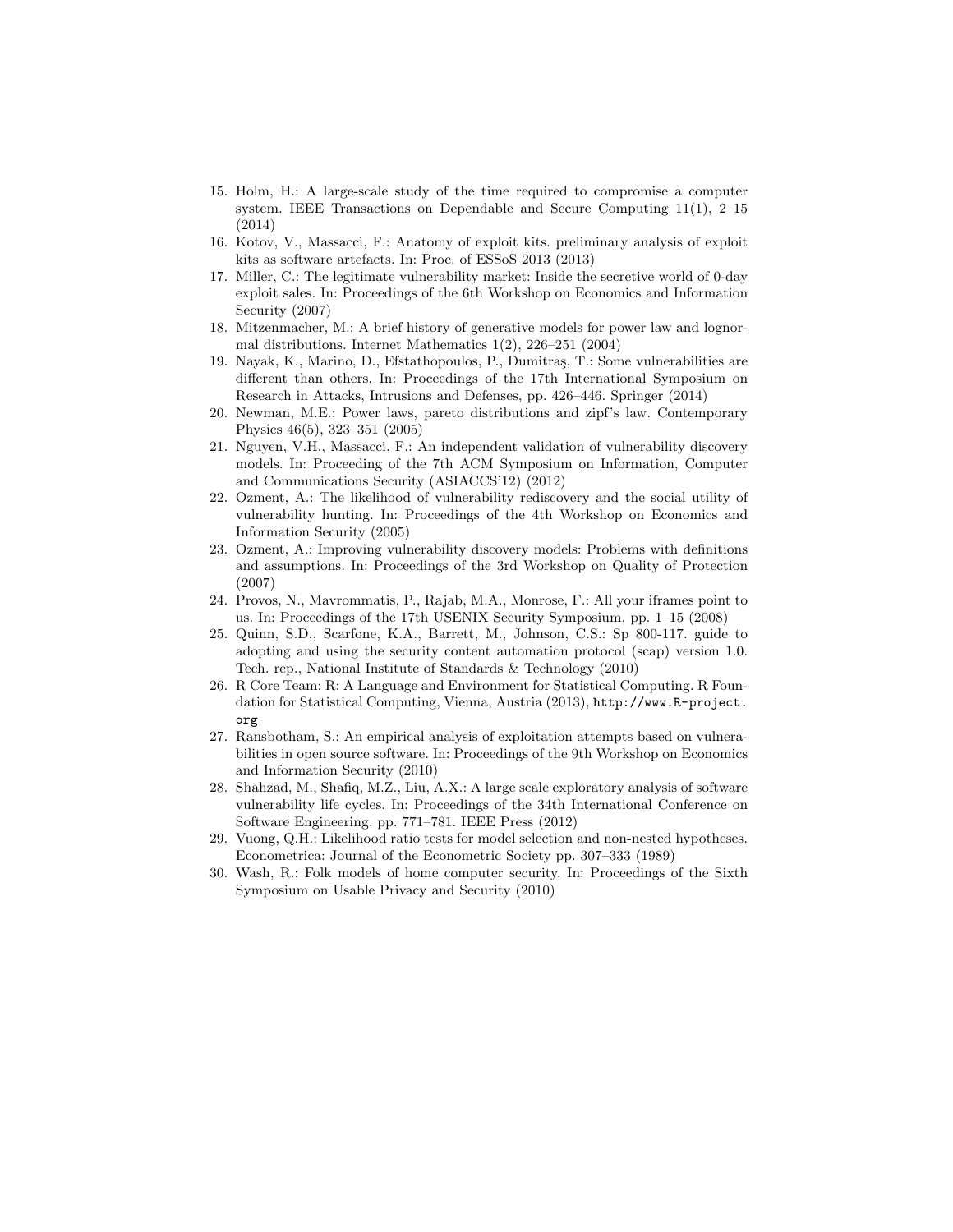15. Holm, H.: A large-scale study of the time required to compromise a computer system. IEEE Transactions on Dependable and Secure Computing 11(1), 2–15 (2014)
16. Kotov, V., Massacci, F.: Anatomy of exploit kits. preliminary analysis of exploit kits as software artefacts. In: Proc. of ESSoS 2013 (2013)
17. Miller, C.: The legitimate vulnerability market: Inside the secretive world of 0-day exploit sales. In: Proceedings of the 6th Workshop on Economics and Information Security (2007)
18. Mitzenmacher, M.: A brief history of generative models for power law and lognormal distributions. Internet Mathematics 1(2), 226–251 (2004)
19. Nayak, K., Marino, D., Efstathopoulos, P., Dumitraş, T.: Some vulnerabilities are different than others. In: Proceedings of the 17th International Symposium on Research in Attacks, Intrusions and Defenses, pp. 426–446. Springer (2014)
20. Newman, M.E.: Power laws, pareto distributions and zipf's law. Contemporary Physics 46(5), 323–351 (2005)
21. Nguyen, V.H., Massacci, F.: An independent validation of vulnerability discovery models. In: Proceeding of the 7th ACM Symposium on Information, Computer and Communications Security (ASIACCS'12) (2012)
22. Ozment, A.: The likelihood of vulnerability rediscovery and the social utility of vulnerability hunting. In: Proceedings of the 4th Workshop on Economics and Information Security (2005)
23. Ozment, A.: Improving vulnerability discovery models: Problems with definitions and assumptions. In: Proceedings of the 3rd Workshop on Quality of Protection (2007)
24. Provos, N., Mavrommatis, P., Rajab, M.A., Monrose, F.: All your iframes point to us. In: Proceedings of the 17th USENIX Security Symposium. pp. 1–15 (2008)
25. Quinn, S.D., Scarfone, K.A., Barrett, M., Johnson, C.S.: Sp 800-117. guide to adopting and using the security content automation protocol (scap) version 1.0. Tech. rep., National Institute of Standards & Technology (2010)
26. R Core Team: R: A Language and Environment for Statistical Computing. R Foundation for Statistical Computing, Vienna, Austria (2013), http://www.R-project.org
27. Ransbotham, S.: An empirical analysis of exploitation attempts based on vulnerabilities in open source software. In: Proceedings of the 9th Workshop on Economics and Information Security (2010)
28. Shahzad, M., Shafiq, M.Z., Liu, A.X.: A large scale exploratory analysis of software vulnerability life cycles. In: Proceedings of the 34th International Conference on Software Engineering. pp. 771–781. IEEE Press (2012)
29. Vuong, Q.H.: Likelihood ratio tests for model selection and non-nested hypotheses. Econometrica: Journal of the Econometric Society pp. 307–333 (1989)
30. Wash, R.: Folk models of home computer security. In: Proceedings of the Sixth Symposium on Usable Privacy and Security (2010)